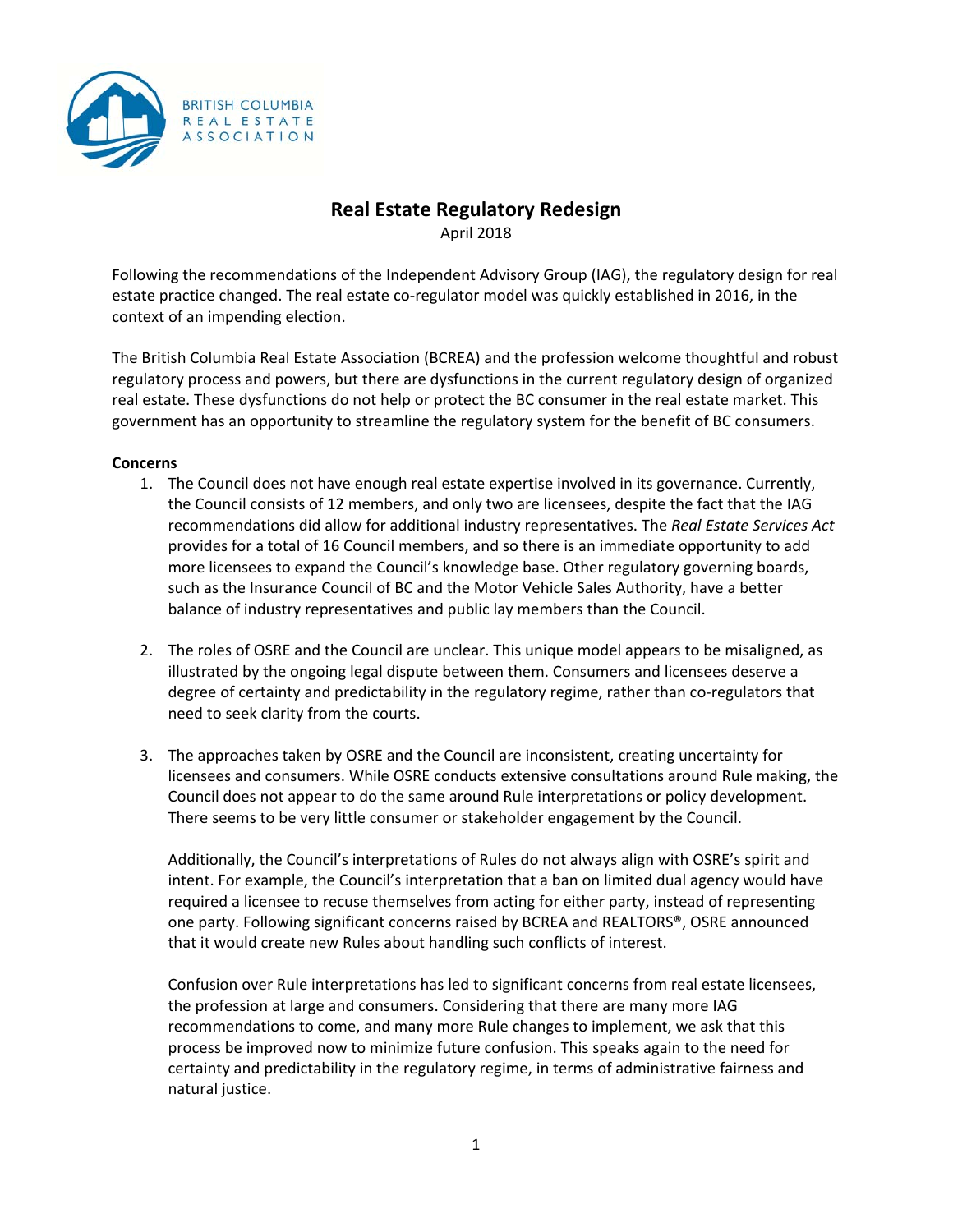# Real Estate Regulatory Redesign

April 2018

Following the recommendations of the Independent Advisory Group (IAG), the regulatory design for real estate practice changed. The real estate co-regulator model was quickly established in 2016, in the context of an impending election.

The British Columbia Real Estate Association (BCREA) and the profession welcome thoughtful and robust regulatory process and powers, but there are dysfunctions in the current regulatory design of organized real estate. These dysfunctions do not help or protect the BC consumer in the real estate market. This government has an opportunity to streamline the regulatory system for the benefit of BC consumers.

**Concerns**

1. The Council does not have enough real estate expertise involved in its governance. Currently, the Council consists of 12 members, and only two are licensees, despite the fact that the IAG recommendations did allow for additional industry representatives. The *Real Estate Services Act* provides for a total of 16 Council members, and so there is an immediate opportunity to add more licensees to expand the Council's knowledge base. Other regulatory governing boards, such as the Insurance Council of BC and the Motor Vehicle Sales Authority, have a better balance of industry representatives and public lay members than the Council.

2. The roles of OSRE and the Council are unclear. This unique model appears to be misaligned, as illustrated by the ongoing legal dispute between them. Consumers and licensees deserve a degree of certainty and predictability in the regulatory regime, rather than co-regulators that need to seek clarity from the courts.

3. The approaches taken by OSRE and the Council are inconsistent, creating uncertainty for licensees and consumers. While OSRE conducts extensive consultations around Rule making, the Council does not appear to do the same around Rule interpretations or policy development. There seems to be very little consumer or stakeholder engagement by the Council.

   Additionally, the Council's interpretations of Rules do not always align with OSRE's spirit and intent. For example, the Council's interpretation that a ban on limited dual agency would have required a licensee to recuse themselves from acting for either party, instead of representing one party. Following significant concerns raised by BCREA and REALTORS®, OSRE announced that it would create new Rules about handling such conflicts of interest.

   Confusion over Rule interpretations has led to significant concerns from real estate licensees, the profession at large and consumers. Considering that there are many more IAG recommendations to come, and many more Rule changes to implement, we ask that this process be improved now to minimize future confusion. This speaks again to the need for certainty and predictability in the regulatory regime, in terms of administrative fairness and natural justice.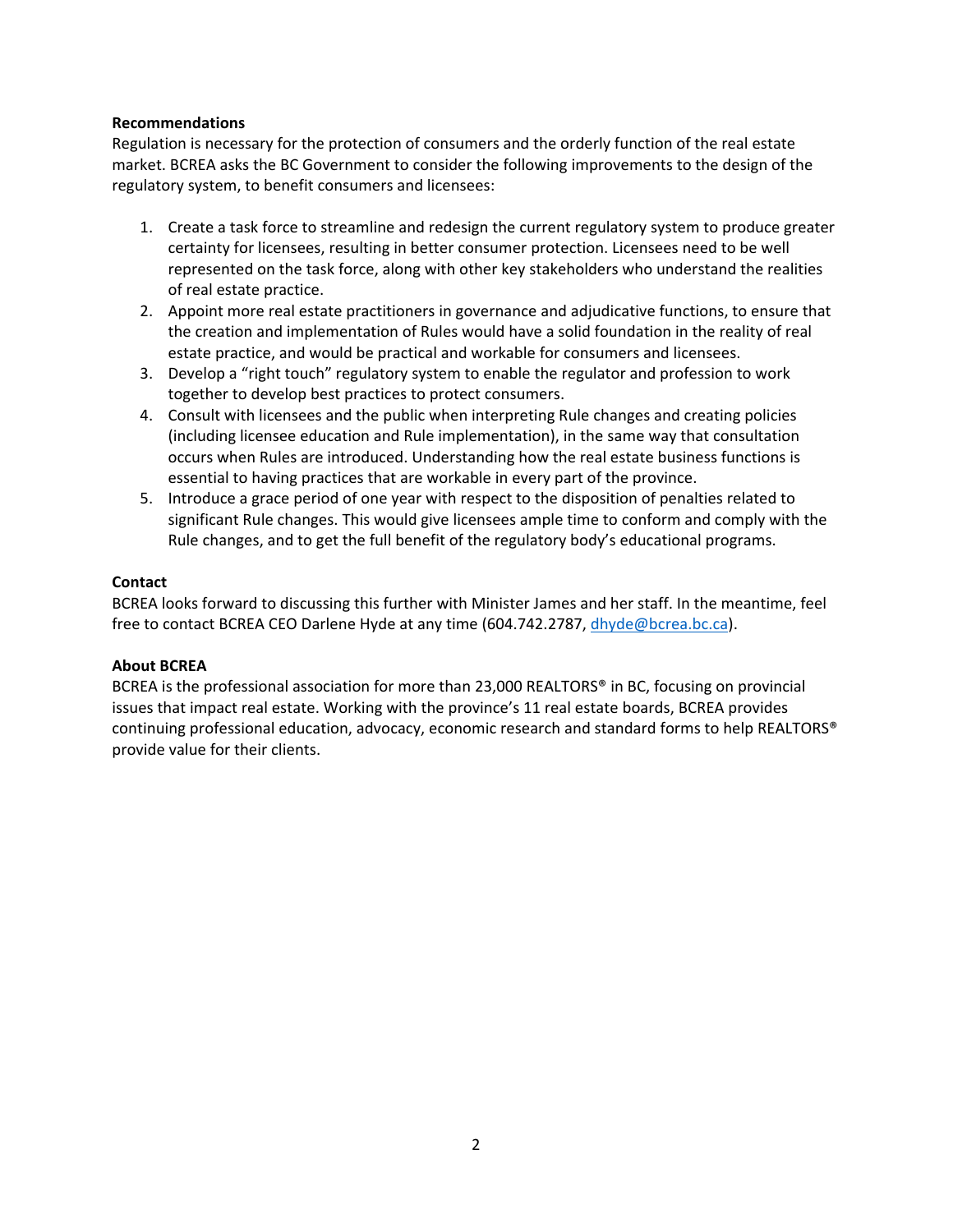**Recommendations**

Regulation is necessary for the protection of consumers and the orderly function of the real estate market. BCREA asks the BC Government to consider the following improvements to the design of the regulatory system, to benefit consumers and licensees:

1. Create a task force to streamline and redesign the current regulatory system to produce greater certainty for licensees, resulting in better consumer protection. Licensees need to be well represented on the task force, along with other key stakeholders who understand the realities of real estate practice.
2. Appoint more real estate practitioners in governance and adjudicative functions, to ensure that the creation and implementation of Rules would have a solid foundation in the reality of real estate practice, and would be practical and workable for consumers and licensees.
3. Develop a "right touch" regulatory system to enable the regulator and profession to work together to develop best practices to protect consumers.
4. Consult with licensees and the public when interpreting Rule changes and creating policies (including licensee education and Rule implementation), in the same way that consultation occurs when Rules are introduced. Understanding how the real estate business functions is essential to having practices that are workable in every part of the province.
5. Introduce a grace period of one year with respect to the disposition of penalties related to significant Rule changes. This would give licensees ample time to conform and comply with the Rule changes, and to get the full benefit of the regulatory body's educational programs.

**Contact**

BCREA looks forward to discussing this further with Minister James and her staff. In the meantime, feel free to contact BCREA CEO Darlene Hyde at any time (604.742.2787, dhyde@bcrea.bc.ca).

**About BCREA**

BCREA is the professional association for more than 23,000 REALTORS® in BC, focusing on provincial issues that impact real estate. Working with the province's 11 real estate boards, BCREA provides continuing professional education, advocacy, economic research and standard forms to help REALTORS® provide value for their clients.